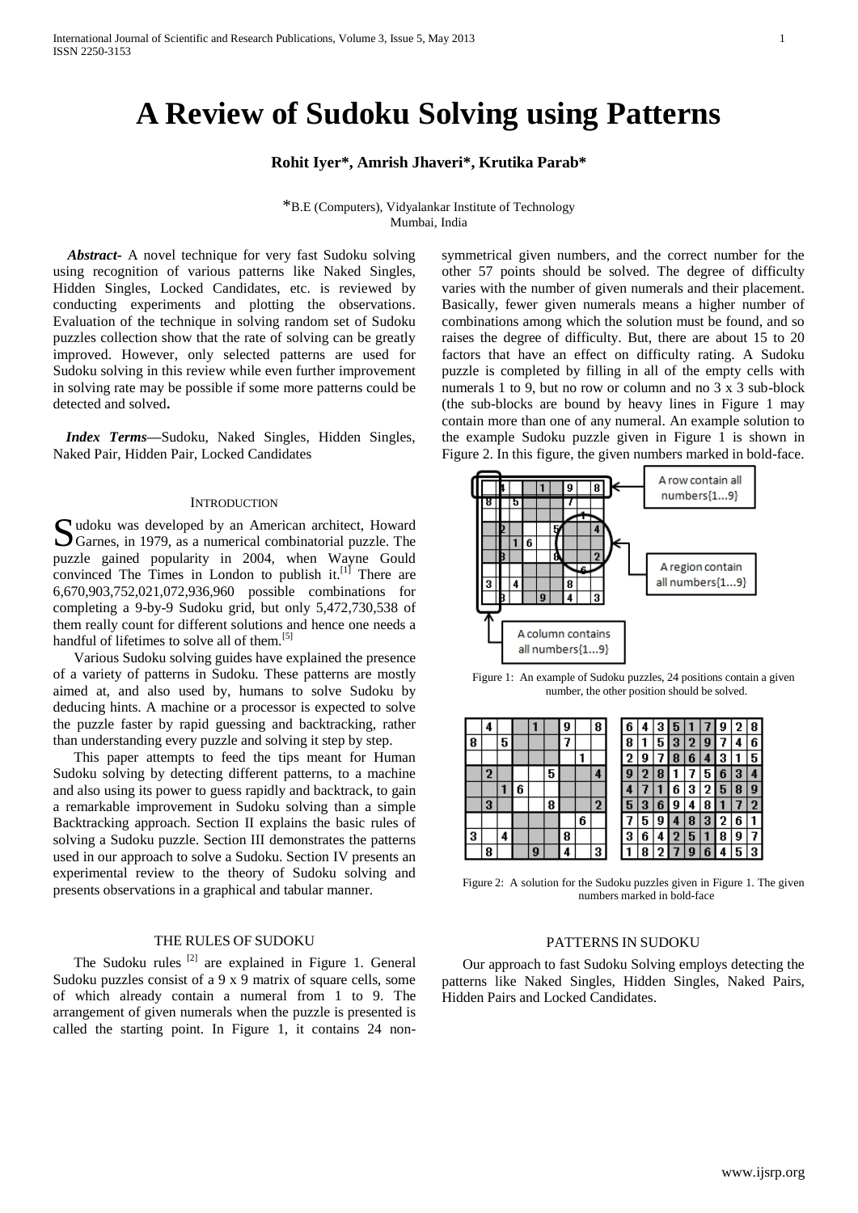# A Review of Sudoku Solving using Patterns

**Rohit Iyer*, Amrish Jhaveri*, Krutika Parab***

*B.E (Computers), Vidyalankar Institute of Technology
Mumbai, India

***Abstract-*** A novel technique for very fast Sudoku solving using recognition of various patterns like Naked Singles, Hidden Singles, Locked Candidates, etc. is reviewed by conducting experiments and plotting the observations. Evaluation of the technique in solving random set of Sudoku puzzles collection show that the rate of solving can be greatly improved. However, only selected patterns are used for Sudoku solving in this review while even further improvement in solving rate may be possible if some more patterns could be detected and solved**.**

***Index Terms***—Sudoku, Naked Singles, Hidden Singles, Naked Pair, Hidden Pair, Locked Candidates

## INTRODUCTION

Sudoku was developed by an American architect, Howard Garnes, in 1979, as a numerical combinatorial puzzle. The puzzle gained popularity in 2004, when Wayne Gould convinced The Times in London to publish it.[1] There are 6,670,903,752,021,072,936,960 possible combinations for completing a 9-by-9 Sudoku grid, but only 5,472,730,538 of them really count for different solutions and hence one needs a handful of lifetimes to solve all of them.[5]

Various Sudoku solving guides have explained the presence of a variety of patterns in Sudoku. These patterns are mostly aimed at, and also used by, humans to solve Sudoku by deducing hints. A machine or a processor is expected to solve the puzzle faster by rapid guessing and backtracking, rather than understanding every puzzle and solving it step by step.

This paper attempts to feed the tips meant for Human Sudoku solving by detecting different patterns, to a machine and also using its power to guess rapidly and backtrack, to gain a remarkable improvement in Sudoku solving than a simple Backtracking approach. Section II explains the basic rules of solving a Sudoku puzzle. Section III demonstrates the patterns used in our approach to solve a Sudoku. Section IV presents an experimental review to the theory of Sudoku solving and presents observations in a graphical and tabular manner.

## THE RULES OF SUDOKU

The Sudoku rules [2] are explained in Figure 1. General Sudoku puzzles consist of a 9 x 9 matrix of square cells, some of which already contain a numeral from 1 to 9. The arrangement of given numerals when the puzzle is presented is called the starting point. In Figure 1, it contains 24 non-symmetrical given numbers, and the correct number for the other 57 points should be solved. The degree of difficulty varies with the number of given numerals and their placement. Basically, fewer given numerals means a higher number of combinations among which the solution must be found, and so raises the degree of difficulty. But, there are about 15 to 20 factors that have an effect on difficulty rating. A Sudoku puzzle is completed by filling in all of the empty cells with numerals 1 to 9, but no row or column and no 3 x 3 sub-block (the sub-blocks are bound by heavy lines in Figure 1 may contain more than one of any numeral. An example solution to the example Sudoku puzzle given in Figure 1 is shown in Figure 2. In this figure, the given numbers marked in bold-face.

| | | | | | | | | |
|---|---|---|---|---|---|---|---|---|
| | 4 | | | 1 | | 9 | | 8 |
| 8 | | 5 | | | | 7 | | |
| | | | | | | | 1 | |
| | 2 | | | | 5 | | | 4 |
| | | 1 | 6 | | | | | |
| | 3 | | | | 8 | | | 2 |
| | | | | | | | 6 | |
| 3 | | 4 | | | | 8 | | |
| | 8 | | | 9 | | 4 | | 3 |

A row contain all numbers{1...9}
A region contain all numbers{1...9}
A column contains all numbers{1...9}

Figure 1: An example of Sudoku puzzles, 24 positions contain a given number, the other position should be solved.

| | | | | | | | | |
|---|---|---|---|---|---|---|---|---|
| 6 | **4** | 3 | 5 | **1** | 7 | **9** | 2 | **8** |
| **8** | 1 | **5** | 3 | 2 | 9 | **7** | 4 | 6 |
| 2 | 9 | 7 | 8 | 6 | 4 | 3 | **1** | 5 |
| 9 | **2** | 8 | 1 | 7 | **5** | 6 | 3 | **4** |
| 4 | 7 | **1** | **6** | 3 | 2 | 5 | 8 | 9 |
| 5 | **3** | 6 | 9 | 4 | **8** | 1 | 7 | **2** |
| 7 | 5 | 9 | 4 | 8 | 3 | 2 | **6** | 1 |
| **3** | 6 | **4** | 2 | 5 | 1 | **8** | 9 | 7 |
| 1 | **8** | 2 | 7 | **9** | 6 | **4** | 5 | **3** |

Figure 2: A solution for the Sudoku puzzles given in Figure 1. The given numbers marked in bold-face

## PATTERNS IN SUDOKU

Our approach to fast Sudoku Solving employs detecting the patterns like Naked Singles, Hidden Singles, Naked Pairs, Hidden Pairs and Locked Candidates.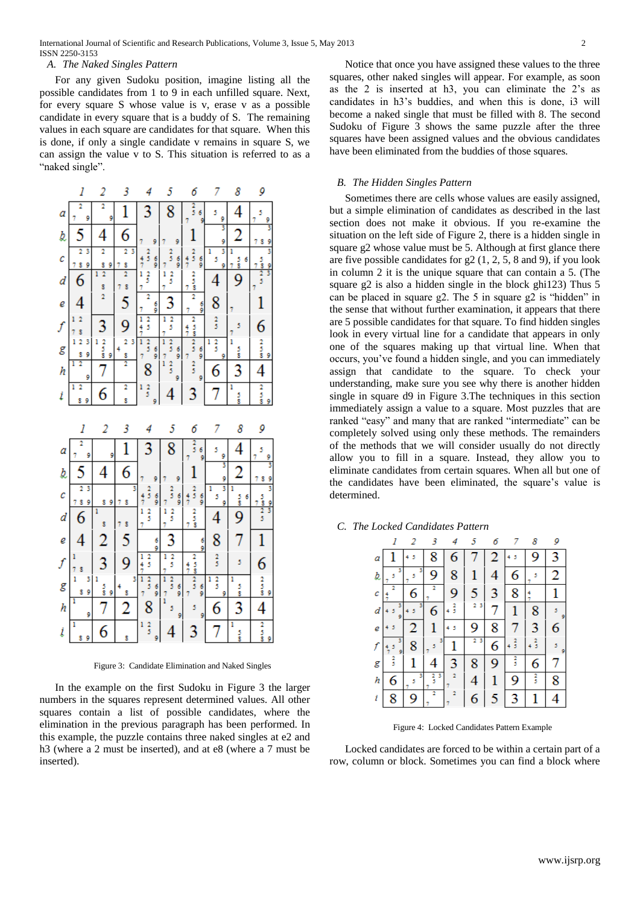### A. *The Naked Singles Pattern*

For any given Sudoku position, imagine listing all the possible candidates from 1 to 9 in each unfilled square. Next, for every square S whose value is v, erase v as a possible candidate in every square that is a buddy of S. The remaining values in each square are candidates for that square. When this is done, if only a single candidate v remains in square S, we can assign the value v to S. This situation is referred to as a "naked single".

Figure 3: Candidate Elimination and Naked Singles

In the example on the first Sudoku in Figure 3 the larger numbers in the squares represent determined values. All other squares contain a list of possible candidates, where the elimination in the previous paragraph has been performed. In this example, the puzzle contains three naked singles at e2 and h3 (where a 2 must be inserted), and at e8 (where a 7 must be inserted).

Notice that once you have assigned these values to the three squares, other naked singles will appear. For example, as soon as the 2 is inserted at h3, you can eliminate the 2's as candidates in h3's buddies, and when this is done, i3 will become a naked single that must be filled with 8. The second Sudoku of Figure 3 shows the same puzzle after the three squares have been assigned values and the obvious candidates have been eliminated from the buddies of those squares.

### B. *The Hidden Singles Pattern*

Sometimes there are cells whose values are easily assigned, but a simple elimination of candidates as described in the last section does not make it obvious. If you re-examine the situation on the left side of Figure 2, there is a hidden single in square g2 whose value must be 5. Although at first glance there are five possible candidates for g2 (1, 2, 5, 8 and 9), if you look in column 2 it is the unique square that can contain a 5. (The square g2 is also a hidden single in the block ghi123) Thus 5 can be placed in square g2. The 5 in square g2 is "hidden" in the sense that without further examination, it appears that there are 5 possible candidates for that square. To find hidden singles look in every virtual line for a candidate that appears in only one of the squares making up that virtual line. When that occurs, you've found a hidden single, and you can immediately assign that candidate to the square. To check your understanding, make sure you see why there is another hidden single in square d9 in Figure 3.The techniques in this section immediately assign a value to a square. Most puzzles that are ranked "easy" and many that are ranked "intermediate" can be completely solved using only these methods. The remainders of the methods that we will consider usually do not directly allow you to fill in a square. Instead, they allow you to eliminate candidates from certain squares. When all but one of the candidates have been eliminated, the square's value is determined.

### C. *The Locked Candidates Pattern*

Figure 4: Locked Candidates Pattern Example

Locked candidates are forced to be within a certain part of a row, column or block. Sometimes you can find a block where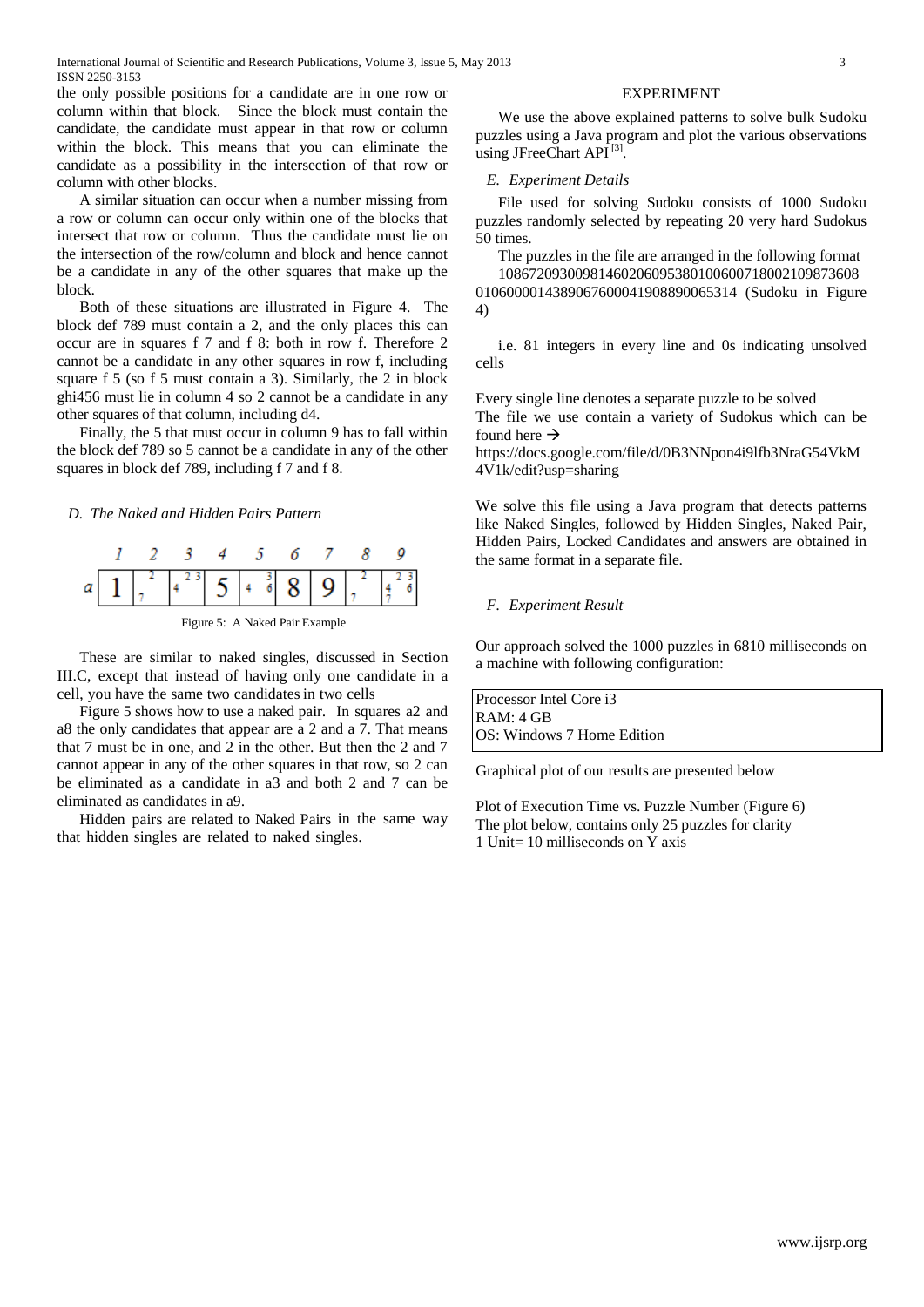the only possible positions for a candidate are in one row or column within that block. Since the block must contain the candidate, the candidate must appear in that row or column within the block. This means that you can eliminate the candidate as a possibility in the intersection of that row or column with other blocks.

A similar situation can occur when a number missing from a row or column can occur only within one of the blocks that intersect that row or column. Thus the candidate must lie on the intersection of the row/column and block and hence cannot be a candidate in any of the other squares that make up the block.

Both of these situations are illustrated in Figure 4. The block def 789 must contain a 2, and the only places this can occur are in squares f 7 and f 8: both in row f. Therefore 2 cannot be a candidate in any other squares in row f, including square f 5 (so f 5 must contain a 3). Similarly, the 2 in block ghi456 must lie in column 4 so 2 cannot be a candidate in any other squares of that column, including d4.

Finally, the 5 that must occur in column 9 has to fall within the block def 789 so 5 cannot be a candidate in any of the other squares in block def 789, including f 7 and f 8.

### *D. The Naked and Hidden Pairs Pattern*

| | 1 | 2 | 3 | 4 | 5 | 6 | 7 | 8 | 9 |
|---|---|---|---|---|---|---|---|---|---|
| a | 1 | 2 7 | 2 3 4 | 5 | 3 4 6 | 8 | 9 | 2 7 | 2 3 4 6 7 |

Figure 5: A Naked Pair Example

These are similar to naked singles, discussed in Section III.C, except that instead of having only one candidate in a cell, you have the same two candidates in two cells

Figure 5 shows how to use a naked pair. In squares a2 and a8 the only candidates that appear are a 2 and a 7. That means that 7 must be in one, and 2 in the other. But then the 2 and 7 cannot appear in any of the other squares in that row, so 2 can be eliminated as a candidate in a3 and both 2 and 7 can be eliminated as candidates in a9.

Hidden pairs are related to Naked Pairs in the same way that hidden singles are related to naked singles.

## EXPERIMENT

We use the above explained patterns to solve bulk Sudoku puzzles using a Java program and plot the various observations using JFreeChart API [3].

### *E. Experiment Details*

File used for solving Sudoku consists of 1000 Sudoku puzzles randomly selected by repeating 20 very hard Sudokus 50 times.

The puzzles in the file are arranged in the following format 108672093009814602060953801006007180021098736080106000014389067600041908890065314 (Sudoku in Figure 4)

i.e. 81 integers in every line and 0s indicating unsolved cells

Every single line denotes a separate puzzle to be solved

The file we use contain a variety of Sudokus which can be found here →
https://docs.google.com/file/d/0B3NNpon4i9lfb3NraG54VkM4V1k/edit?usp=sharing

We solve this file using a Java program that detects patterns like Naked Singles, followed by Hidden Singles, Naked Pair, Hidden Pairs, Locked Candidates and answers are obtained in the same format in a separate file.

### *F. Experiment Result*

Our approach solved the 1000 puzzles in 6810 milliseconds on a machine with following configuration:

| Processor Intel Core i3 |
|---|
| RAM: 4 GB |
| OS: Windows 7 Home Edition |

Graphical plot of our results are presented below

Plot of Execution Time vs. Puzzle Number (Figure 6)
The plot below, contains only 25 puzzles for clarity
1 Unit= 10 milliseconds on Y axis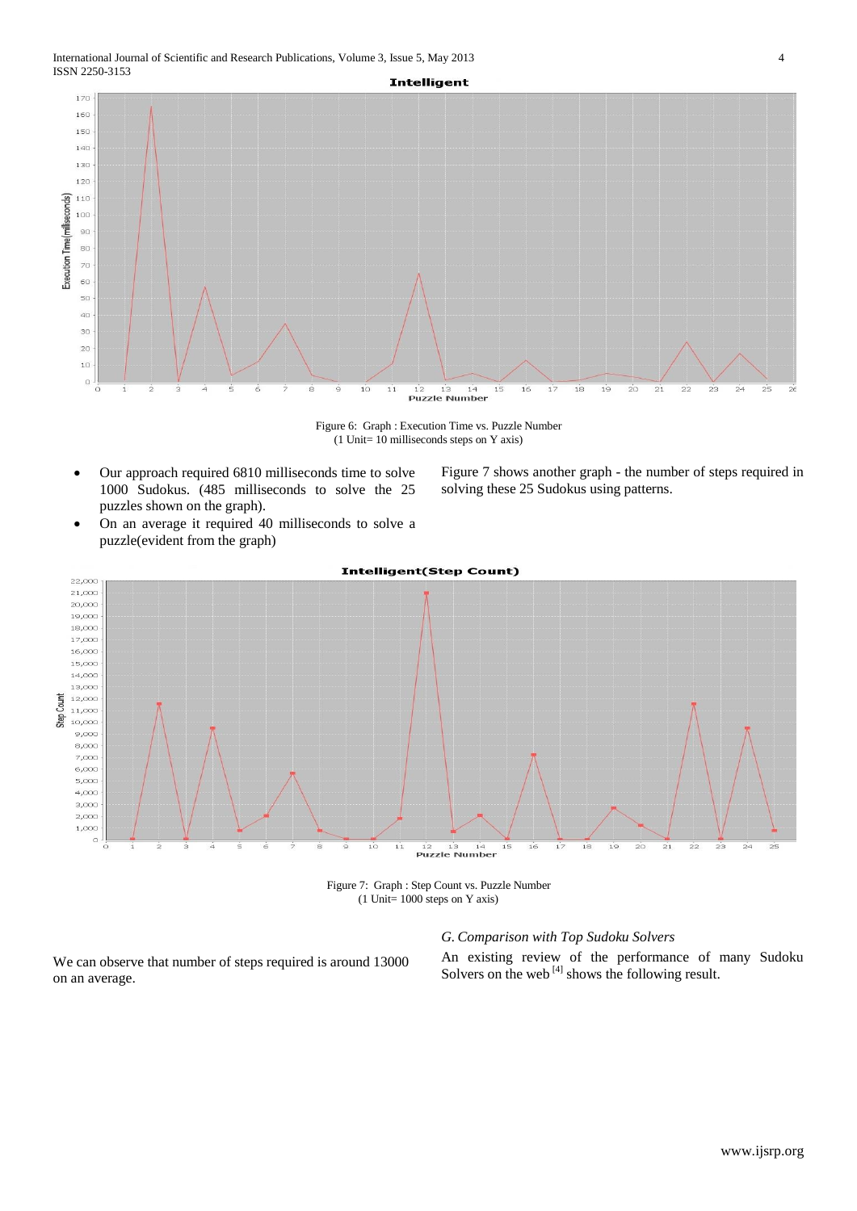Figure 6: Graph : Execution Time vs. Puzzle Number
(1 Unit= 10 milliseconds steps on Y axis)

- Our approach required 6810 milliseconds time to solve 1000 Sudokus. (485 milliseconds to solve the 25 puzzles shown on the graph).
- On an average it required 40 milliseconds to solve a puzzle(evident from the graph)

Figure 7 shows another graph - the number of steps required in solving these 25 Sudokus using patterns.

Figure 7: Graph : Step Count vs. Puzzle Number
(1 Unit= 1000 steps on Y axis)

We can observe that number of steps required is around 13000 on an average.

### *G. Comparison with Top Sudoku Solvers*

An existing review of the performance of many Sudoku Solvers on the web [4] shows the following result.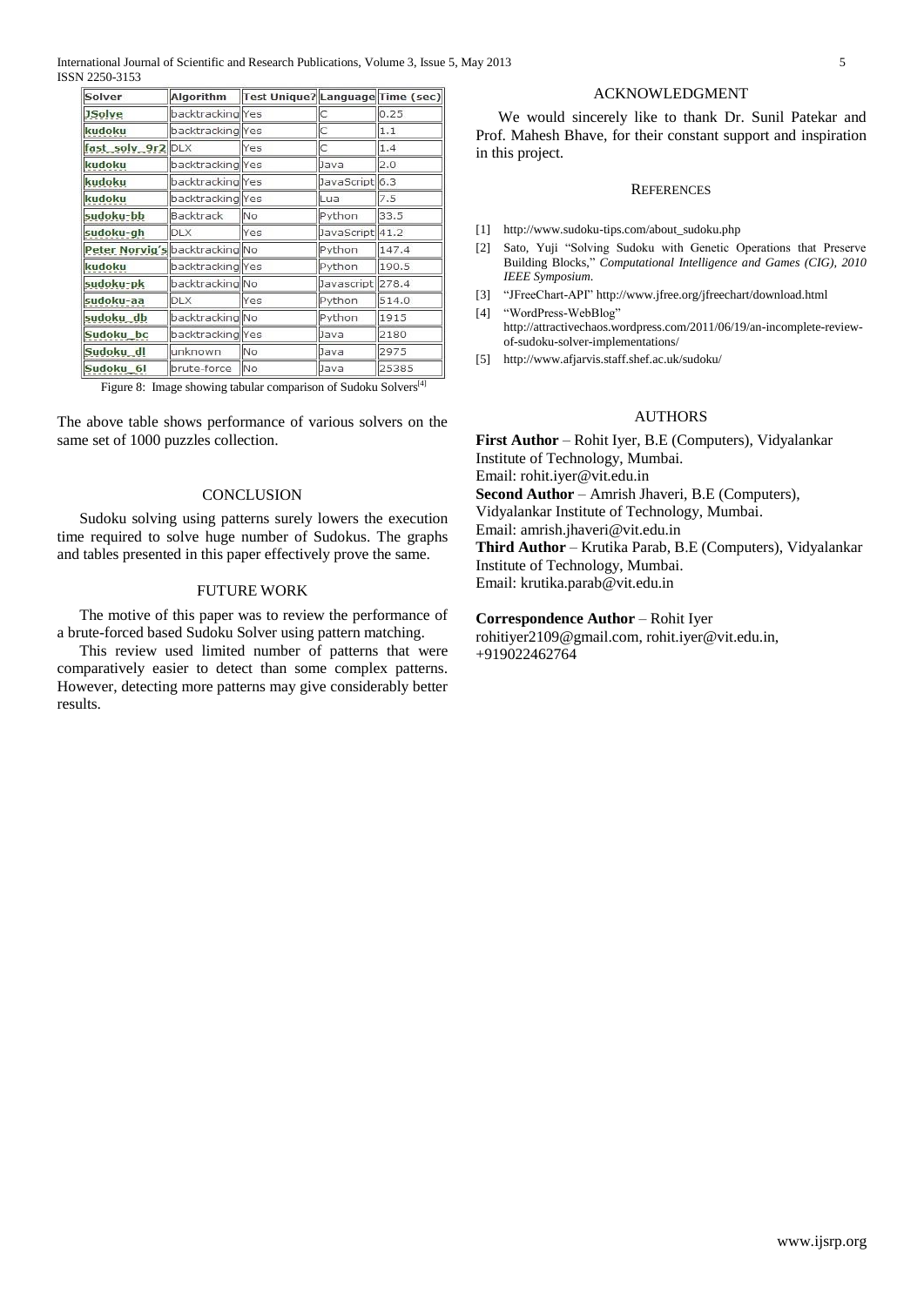| Solver | Algorithm | Test Unique? | Language | Time (sec) |
|---|---|---|---|---|
| JSolve | backtracking | Yes | C | 0.25 |
| kudoku | backtracking | Yes | C | 1.1 |
| fast_solv_9r2 | DLX | Yes | C | 1.4 |
| kudoku | backtracking | Yes | Java | 2.0 |
| kudoku | backtracking | Yes | JavaScript | 6.3 |
| kudoku | backtracking | Yes | Lua | 7.5 |
| sudoku-bb | Backtrack | No | Python | 33.5 |
| sudoku-gh | DLX | Yes | JavaScript | 41.2 |
| Peter Norvig's | backtracking | No | Python | 147.4 |
| kudoku | backtracking | Yes | Python | 190.5 |
| sudoku-pk | backtracking | No | Javascript | 278.4 |
| sudoku-aa | DLX | Yes | Python | 514.0 |
| sudoku_db | backtracking | No | Python | 1915 |
| Sudoku_bc | backtracking | Yes | Java | 2180 |
| Sudoku_dl | unknown | No | Java | 2975 |
| Sudoku_6l | brute-force | No | Java | 25385 |

Figure 8: Image showing tabular comparison of Sudoku Solvers[4]

The above table shows performance of various solvers on the same set of 1000 puzzles collection.

## CONCLUSION

Sudoku solving using patterns surely lowers the execution time required to solve huge number of Sudokus. The graphs and tables presented in this paper effectively prove the same.

## FUTURE WORK

The motive of this paper was to review the performance of a brute-forced based Sudoku Solver using pattern matching.

This review used limited number of patterns that were comparatively easier to detect than some complex patterns. However, detecting more patterns may give considerably better results.

## ACKNOWLEDGMENT

We would sincerely like to thank Dr. Sunil Patekar and Prof. Mahesh Bhave, for their constant support and inspiration in this project.

## REFERENCES

[1] http://www.sudoku-tips.com/about_sudoku.php

[2] Sato, Yuji "Solving Sudoku with Genetic Operations that Preserve Building Blocks," *Computational Intelligence and Games (CIG), 2010 IEEE Symposium*.

[3] "JFreeChart-API" http://www.jfree.org/jfreechart/download.html

[4] "WordPress-WebBlog" http://attractivechaos.wordpress.com/2011/06/19/an-incomplete-review-of-sudoku-solver-implementations/

[5] http://www.afjarvis.staff.shef.ac.uk/sudoku/

## AUTHORS

**First Author** – Rohit Iyer, B.E (Computers), Vidyalankar Institute of Technology, Mumbai.
Email: rohit.iyer@vit.edu.in

**Second Author** – Amrish Jhaveri, B.E (Computers), Vidyalankar Institute of Technology, Mumbai.
Email: amrish.jhaveri@vit.edu.in

**Third Author** – Krutika Parab, B.E (Computers), Vidyalankar Institute of Technology, Mumbai.
Email: krutika.parab@vit.edu.in

**Correspondence Author** – Rohit Iyer
rohitiyer2109@gmail.com, rohit.iyer@vit.edu.in, +919022462764